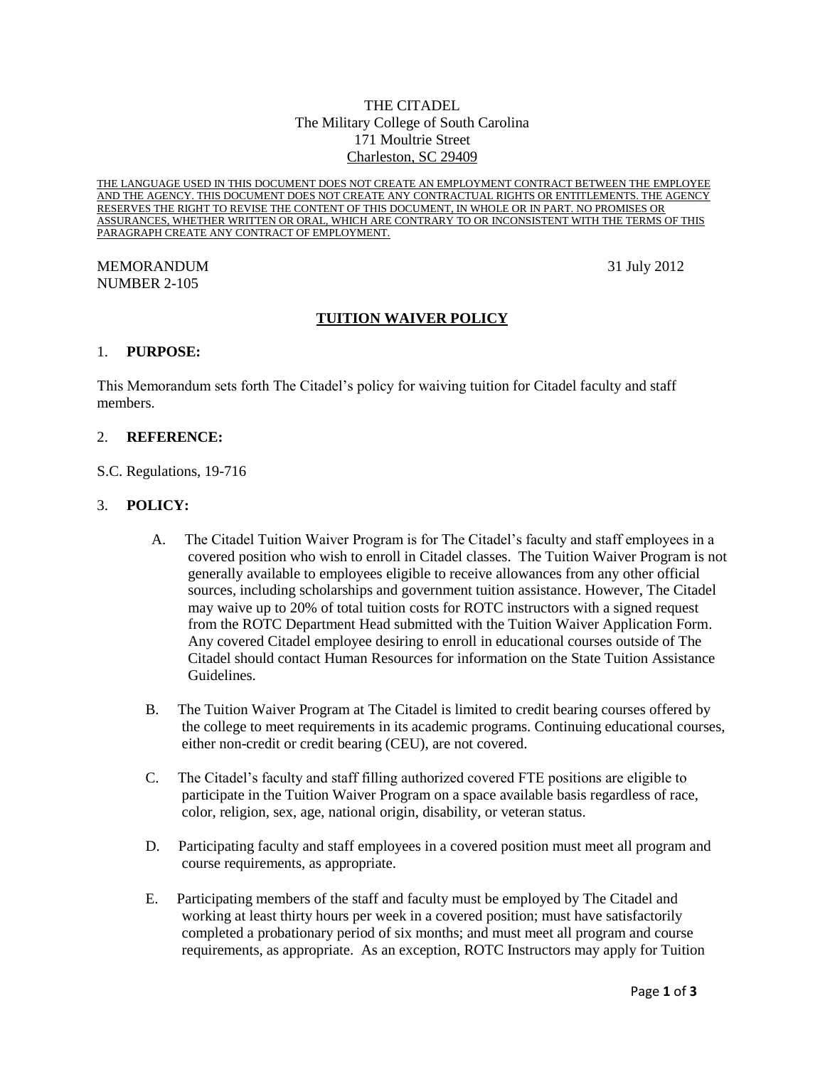THE CITADEL
The Military College of South Carolina
171 Moultrie Street
Charleston, SC 29409

THE LANGUAGE USED IN THIS DOCUMENT DOES NOT CREATE AN EMPLOYMENT CONTRACT BETWEEN THE EMPLOYEE AND THE AGENCY. THIS DOCUMENT DOES NOT CREATE ANY CONTRACTUAL RIGHTS OR ENTITLEMENTS. THE AGENCY RESERVES THE RIGHT TO REVISE THE CONTENT OF THIS DOCUMENT, IN WHOLE OR IN PART. NO PROMISES OR ASSURANCES, WHETHER WRITTEN OR ORAL, WHICH ARE CONTRARY TO OR INCONSISTENT WITH THE TERMS OF THIS PARAGRAPH CREATE ANY CONTRACT OF EMPLOYMENT.

MEMORANDUM
NUMBER 2-105

31 July 2012

# TUITION WAIVER POLICY

## 1. PURPOSE:

This Memorandum sets forth The Citadel's policy for waiving tuition for Citadel faculty and staff members.

## 2. REFERENCE:

S.C. Regulations, 19-716

## 3. POLICY:

A. The Citadel Tuition Waiver Program is for The Citadel's faculty and staff employees in a covered position who wish to enroll in Citadel classes. The Tuition Waiver Program is not generally available to employees eligible to receive allowances from any other official sources, including scholarships and government tuition assistance. However, The Citadel may waive up to 20% of total tuition costs for ROTC instructors with a signed request from the ROTC Department Head submitted with the Tuition Waiver Application Form. Any covered Citadel employee desiring to enroll in educational courses outside of The Citadel should contact Human Resources for information on the State Tuition Assistance Guidelines.

B. The Tuition Waiver Program at The Citadel is limited to credit bearing courses offered by the college to meet requirements in its academic programs. Continuing educational courses, either non-credit or credit bearing (CEU), are not covered.

C. The Citadel's faculty and staff filling authorized covered FTE positions are eligible to participate in the Tuition Waiver Program on a space available basis regardless of race, color, religion, sex, age, national origin, disability, or veteran status.

D. Participating faculty and staff employees in a covered position must meet all program and course requirements, as appropriate.

E. Participating members of the staff and faculty must be employed by The Citadel and working at least thirty hours per week in a covered position; must have satisfactorily completed a probationary period of six months; and must meet all program and course requirements, as appropriate. As an exception, ROTC Instructors may apply for Tuition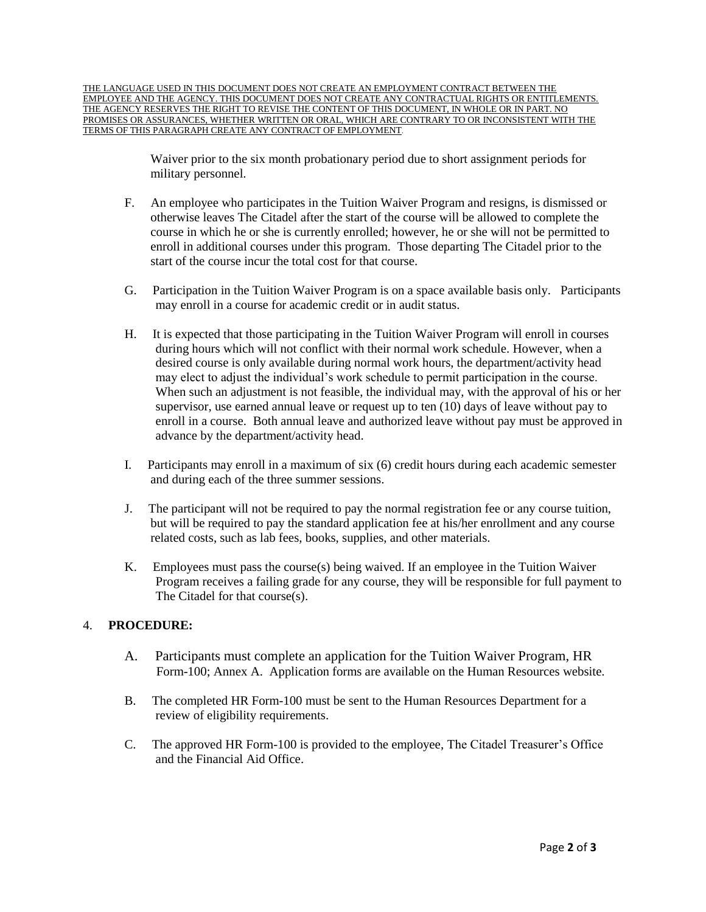THE LANGUAGE USED IN THIS DOCUMENT DOES NOT CREATE AN EMPLOYMENT CONTRACT BETWEEN THE EMPLOYEE AND THE AGENCY. THIS DOCUMENT DOES NOT CREATE ANY CONTRACTUAL RIGHTS OR ENTITLEMENTS. THE AGENCY RESERVES THE RIGHT TO REVISE THE CONTENT OF THIS DOCUMENT, IN WHOLE OR IN PART. NO PROMISES OR ASSURANCES, WHETHER WRITTEN OR ORAL, WHICH ARE CONTRARY TO OR INCONSISTENT WITH THE TERMS OF THIS PARAGRAPH CREATE ANY CONTRACT OF EMPLOYMENT.

Waiver prior to the six month probationary period due to short assignment periods for military personnel.

F. An employee who participates in the Tuition Waiver Program and resigns, is dismissed or otherwise leaves The Citadel after the start of the course will be allowed to complete the course in which he or she is currently enrolled; however, he or she will not be permitted to enroll in additional courses under this program. Those departing The Citadel prior to the start of the course incur the total cost for that course.

G. Participation in the Tuition Waiver Program is on a space available basis only. Participants may enroll in a course for academic credit or in audit status.

H. It is expected that those participating in the Tuition Waiver Program will enroll in courses during hours which will not conflict with their normal work schedule. However, when a desired course is only available during normal work hours, the department/activity head may elect to adjust the individual's work schedule to permit participation in the course. When such an adjustment is not feasible, the individual may, with the approval of his or her supervisor, use earned annual leave or request up to ten (10) days of leave without pay to enroll in a course. Both annual leave and authorized leave without pay must be approved in advance by the department/activity head.

I. Participants may enroll in a maximum of six (6) credit hours during each academic semester and during each of the three summer sessions.

J. The participant will not be required to pay the normal registration fee or any course tuition, but will be required to pay the standard application fee at his/her enrollment and any course related costs, such as lab fees, books, supplies, and other materials.

K. Employees must pass the course(s) being waived. If an employee in the Tuition Waiver Program receives a failing grade for any course, they will be responsible for full payment to The Citadel for that course(s).

4. **PROCEDURE:**

A. Participants must complete an application for the Tuition Waiver Program, HR Form-100; Annex A. Application forms are available on the Human Resources website.

B. The completed HR Form-100 must be sent to the Human Resources Department for a review of eligibility requirements.

C. The approved HR Form-100 is provided to the employee, The Citadel Treasurer's Office and the Financial Aid Office.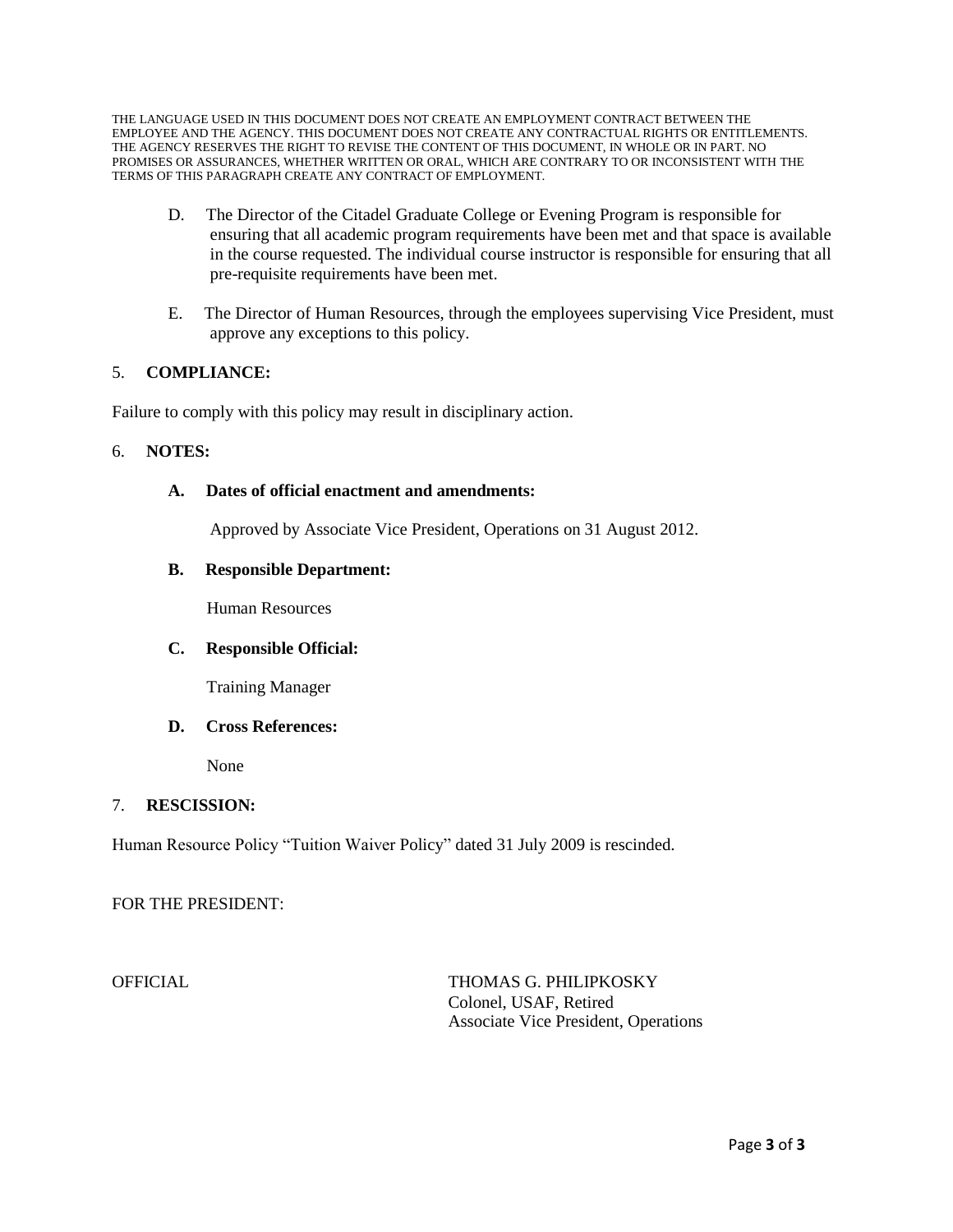THE LANGUAGE USED IN THIS DOCUMENT DOES NOT CREATE AN EMPLOYMENT CONTRACT BETWEEN THE EMPLOYEE AND THE AGENCY. THIS DOCUMENT DOES NOT CREATE ANY CONTRACTUAL RIGHTS OR ENTITLEMENTS. THE AGENCY RESERVES THE RIGHT TO REVISE THE CONTENT OF THIS DOCUMENT, IN WHOLE OR IN PART. NO PROMISES OR ASSURANCES, WHETHER WRITTEN OR ORAL, WHICH ARE CONTRARY TO OR INCONSISTENT WITH THE TERMS OF THIS PARAGRAPH CREATE ANY CONTRACT OF EMPLOYMENT.

D. The Director of the Citadel Graduate College or Evening Program is responsible for ensuring that all academic program requirements have been met and that space is available in the course requested. The individual course instructor is responsible for ensuring that all pre-requisite requirements have been met.

E. The Director of Human Resources, through the employees supervising Vice President, must approve any exceptions to this policy.

5. **COMPLIANCE:**

Failure to comply with this policy may result in disciplinary action.

6. **NOTES:**

**A. Dates of official enactment and amendments:**

Approved by Associate Vice President, Operations on 31 August 2012.

**B. Responsible Department:**

Human Resources

**C. Responsible Official:**

Training Manager

**D. Cross References:**

None

7. **RESCISSION:**

Human Resource Policy “Tuition Waiver Policy” dated 31 July 2009 is rescinded.

FOR THE PRESIDENT:

OFFICIAL

THOMAS G. PHILIPKOSKY
Colonel, USAF, Retired
Associate Vice President, Operations